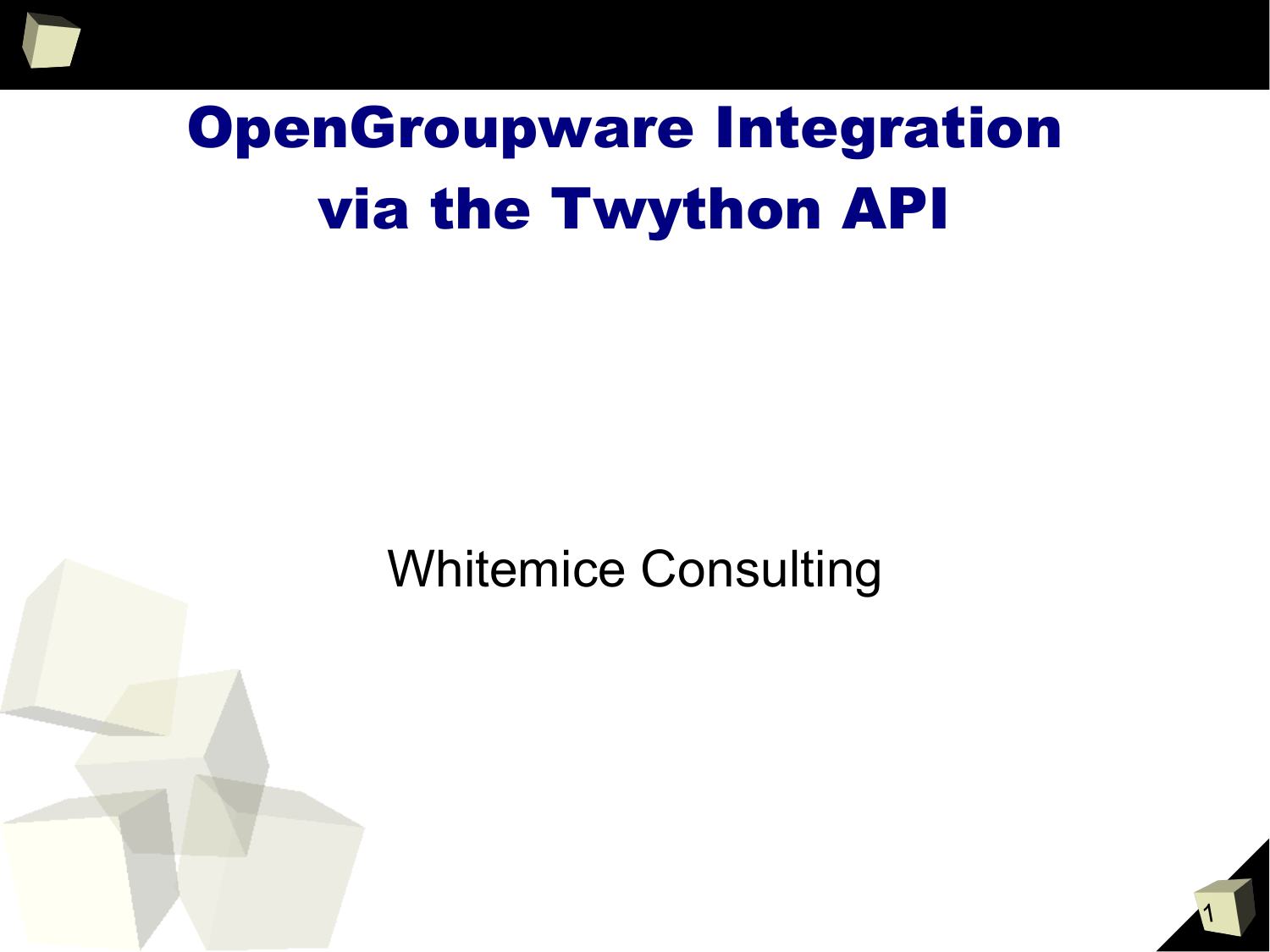# OpenGroupware Integration via the Twython API

Whitemice Consulting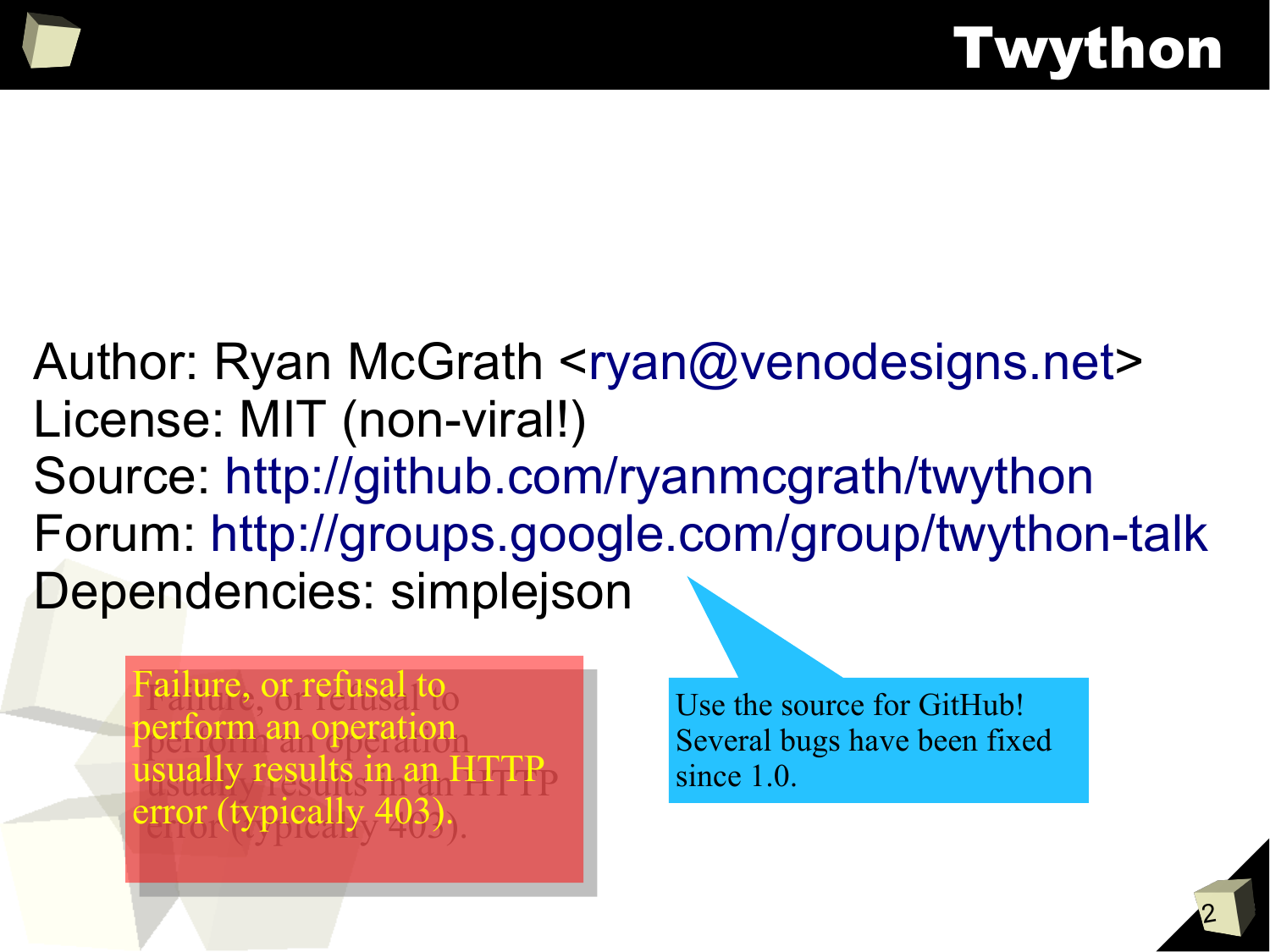# Twython

Author: Ryan McGrath <ryan@venodesigns.net>
License: MIT (non-viral!)
Source: http://github.com/ryanmcgrath/twython
Forum: http://groups.google.com/group/twython-talk
Dependencies: simplejson

Failure, or refusal to perform an operation usually results in an HTTP error (typically 403).

Use the source for GitHub! Several bugs have been fixed since 1.0.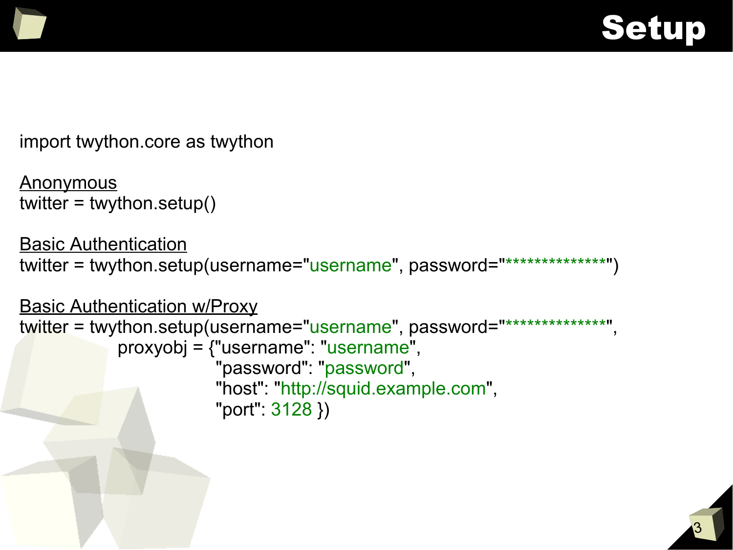# Setup

```
import twython.core as twython
```

Anonymous

```
twitter = twython.setup()
```

Basic Authentication

```
twitter = twython.setup(username="username", password="**************")
```

Basic Authentication w/Proxy

```
twitter = twython.setup(username="username", password="**************",
          proxyobj = {"username": "username",
                      "password": "password",
                      "host": "http://squid.example.com",
                      "port": 3128 })
```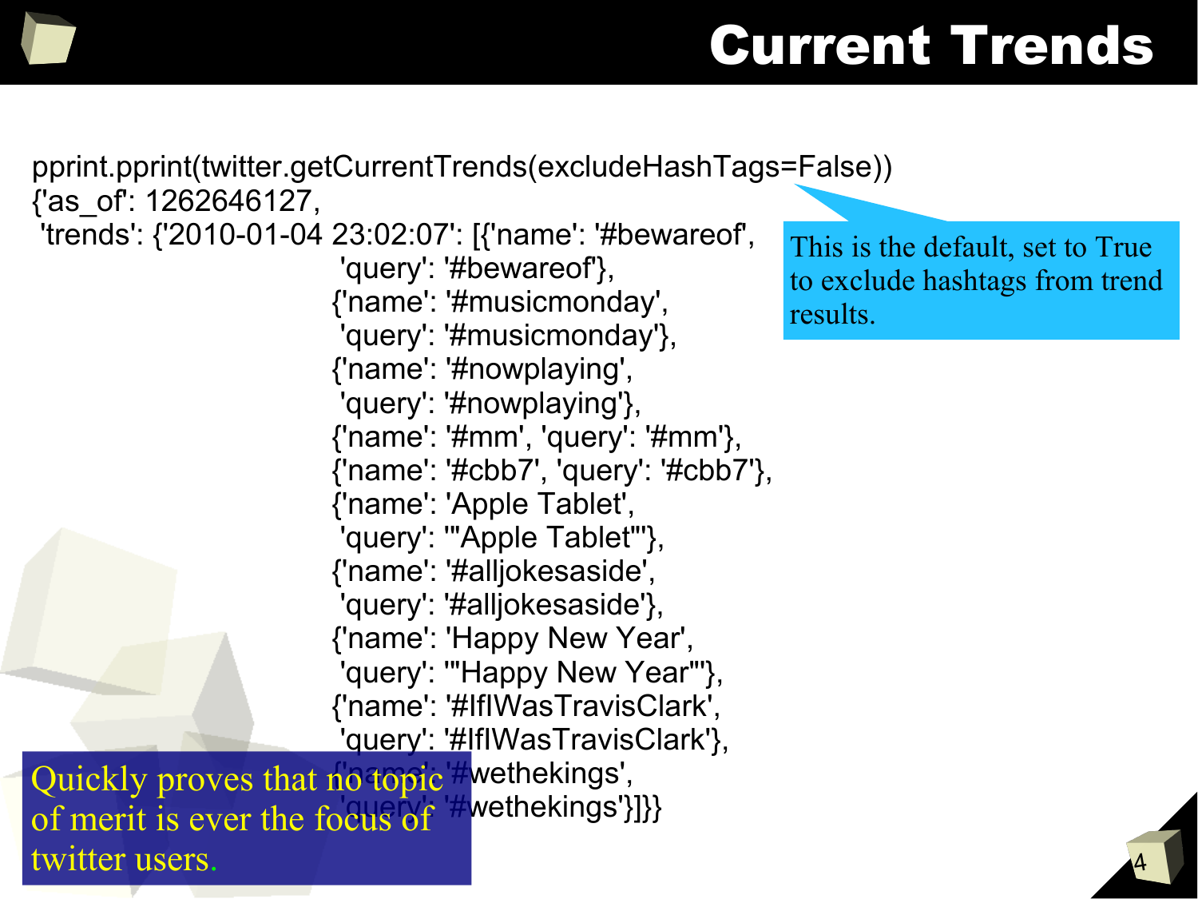# Current Trends

```
pprint.pprint(twitter.getCurrentTrends(excludeHashTags=False))
{'as_of': 1262646127,
 'trends': {'2010-01-04 23:02:07': [{'name': '#bewareof',
                                     'query': '#bewareof'},
                                    {'name': '#musicmonday',
                                     'query': '#musicmonday'},
                                    {'name': '#nowplaying',
                                     'query': '#nowplaying'},
                                    {'name': '#mm', 'query': '#mm'},
                                    {'name': '#cbb7', 'query': '#cbb7'},
                                    {'name': 'Apple Tablet',
                                     'query': '"Apple Tablet"'},
                                    {'name': '#alljokesaside',
                                     'query': '#alljokesaside'},
                                    {'name': 'Happy New Year',
                                     'query': '"Happy New Year"'},
                                    {'name': '#IfIWasTravisClark',
                                     'query': '#IfIWasTravisClark'},
                                    {'name': '#wethekings',
                                     'query': '#wethekings'}]}}
```

This is the default, set to True to exclude hashtags from trend results.

Quickly proves that no topic of merit is ever the focus of twitter users.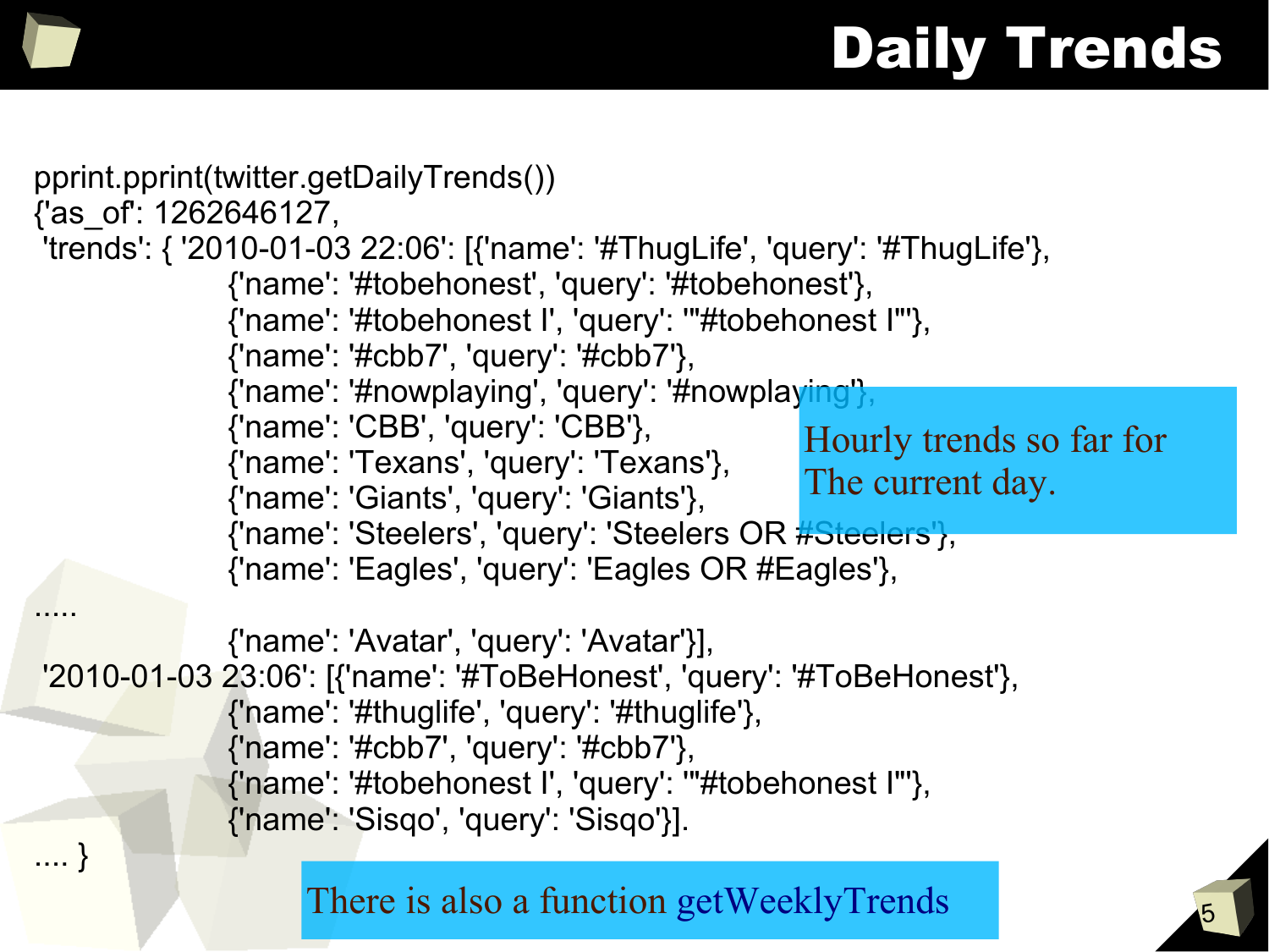# Daily Trends

```
pprint.pprint(twitter.getDailyTrends())
{'as_of': 1262646127,
 'trends': { '2010-01-03 22:06': [{'name': '#ThugLife', 'query': '#ThugLife'},
                   {'name': '#tobehonest', 'query': '#tobehonest'},
                   {'name': '#tobehonest I', 'query': '"#tobehonest I"'},
                   {'name': '#cbb7', 'query': '#cbb7'},
                   {'name': '#nowplaying', 'query': '#nowplaying'},
                   {'name': 'CBB', 'query': 'CBB'},
                   {'name': 'Texans', 'query': 'Texans'},
                   {'name': 'Giants', 'query': 'Giants'},
                   {'name': 'Steelers', 'query': 'Steelers OR #Steelers'},
                   {'name': 'Eagles', 'query': 'Eagles OR #Eagles'},
.....
                   {'name': 'Avatar', 'query': 'Avatar'}],
 '2010-01-03 23:06': [{'name': '#ToBeHonest', 'query': '#ToBeHonest'},
                   {'name': '#thuglife', 'query': '#thuglife'},
                   {'name': '#cbb7', 'query': '#cbb7'},
                   {'name': '#tobehonest I', 'query': '"#tobehonest I"'},
                   {'name': 'Sisqo', 'query': 'Sisqo'}].
.... }
```

Hourly trends so far for The current day.

There is also a function getWeeklyTrends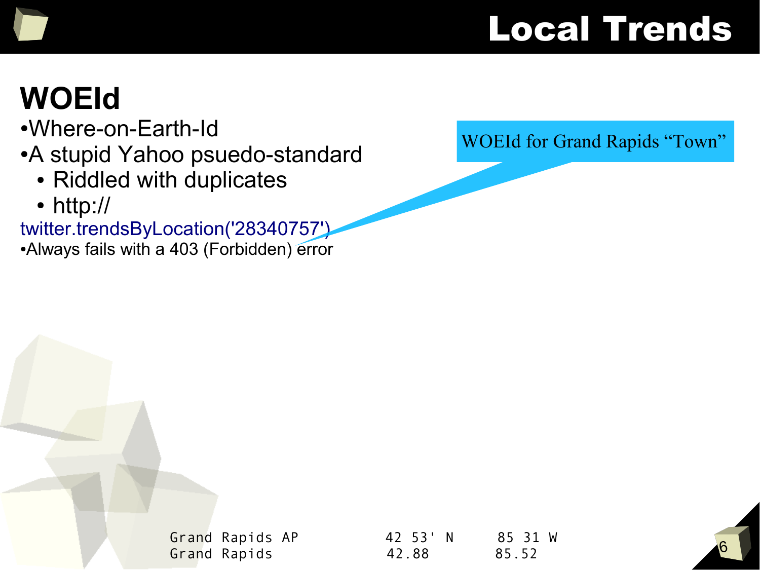# Local Trends

## WOEId

- Where-on-Earth-Id
- A stupid Yahoo psuedo-standard
  - Riddled with duplicates
  - http://

twitter.trendsByLocation('28340757')

- Always fails with a 403 (Forbidden) error

WOEId for Grand Rapids "Town"

```
Grand Rapids AP          42 53' N     85 31 W
Grand Rapids             42.88        85.52
```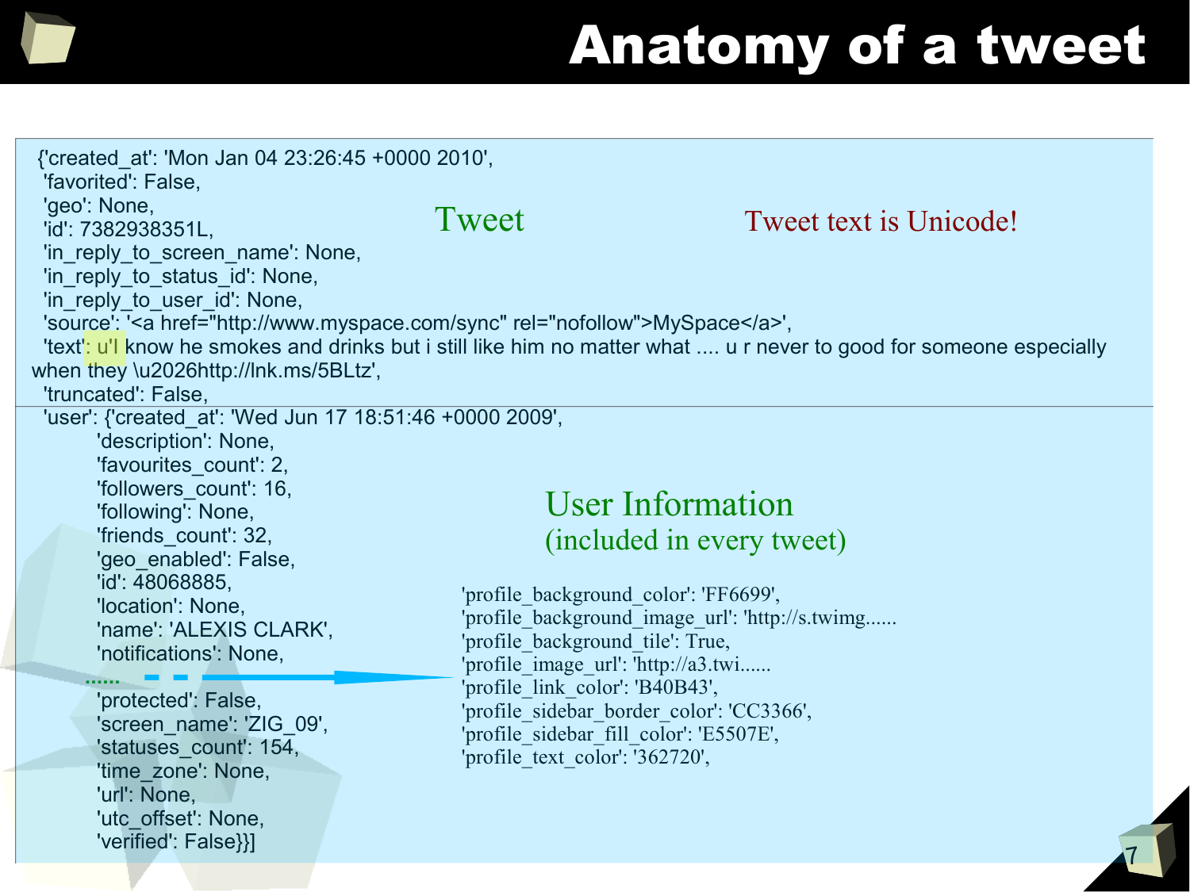# Anatomy of a tweet

```
{'created_at': 'Mon Jan 04 23:26:45 +0000 2010',
 'favorited': False,
 'geo': None,
 'id': 7382938351L,
 'in_reply_to_screen_name': None,
 'in_reply_to_status_id': None,
 'in_reply_to_user_id': None,
 'source': '<a href="http://www.myspace.com/sync" rel="nofollow">MySpace</a>',
 'text': u'I know he smokes and drinks but i still like him no matter what .... u r never to good for someone especially when they \u2026http://lnk.ms/5BLtz',
 'truncated': False,
 'user': {'created_at': 'Wed Jun 17 18:51:46 +0000 2009',
         'description': None,
         'favourites_count': 2,
         'followers_count': 16,
         'following': None,
         'friends_count': 32,
         'geo_enabled': False,
         'id': 48068885,
         'location': None,
         'name': 'ALEXIS CLARK',
         'notifications': None,
         ......
         'protected': False,
         'screen_name': 'ZIG_09',
         'statuses_count': 154,
         'time_zone': None,
         'url': None,
         'utc_offset': None,
         'verified': False}}]
```

Tweet

Tweet text is Unicode!

User Information
(included in every tweet)

```
'profile_background_color': 'FF6699',
'profile_background_image_url': 'http://s.twimg......
'profile_background_tile': True,
'profile_image_url': 'http://a3.twi......
'profile_link_color': 'B40B43',
'profile_sidebar_border_color': 'CC3366',
'profile_sidebar_fill_color': 'E5507E',
'profile_text_color': '362720',
```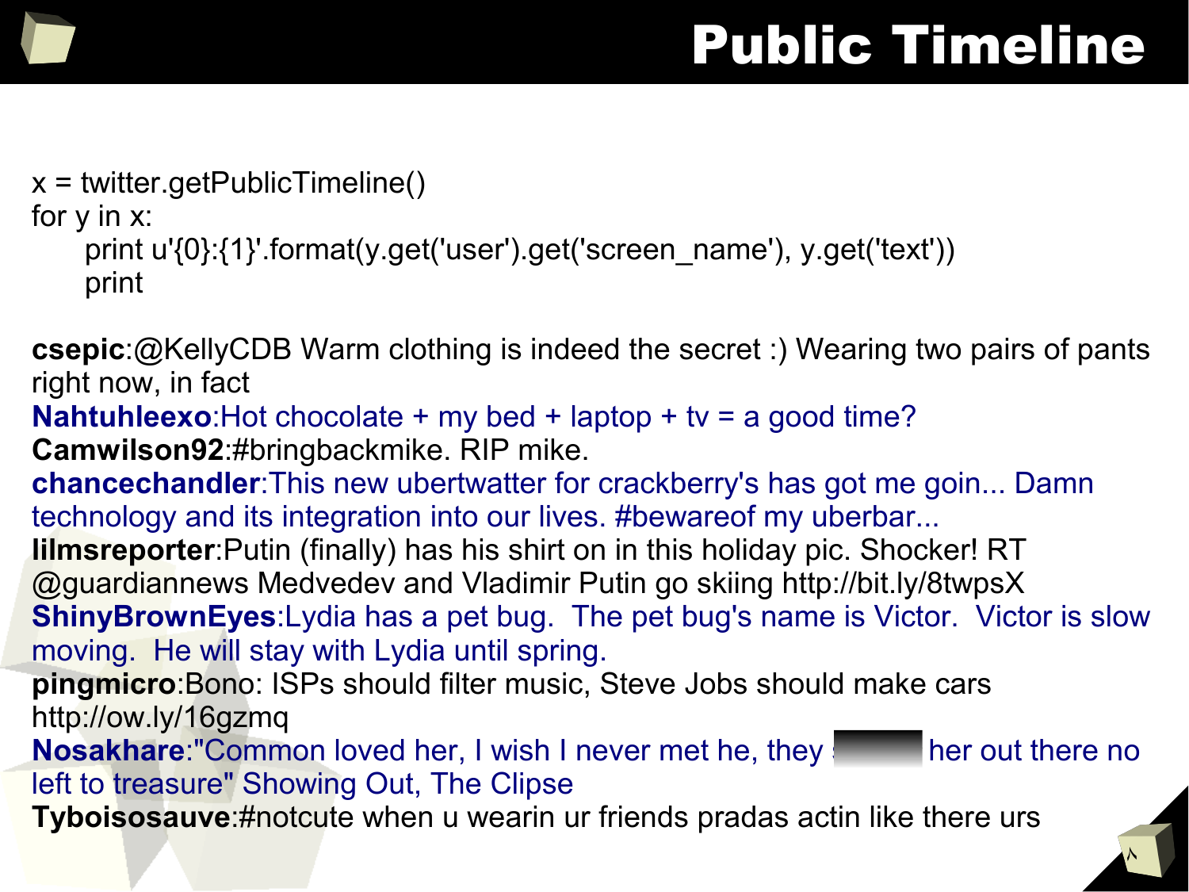# Public Timeline

```
x = twitter.getPublicTimeline()
for y in x:
    print u'{0}:{1}'.format(y.get('user').get('screen_name'), y.get('text'))
    print
```

**csepic**:@KellyCDB Warm clothing is indeed the secret :) Wearing two pairs of pants right now, in fact

**Nahtuhleexo**:Hot chocolate + my bed + laptop + tv = a good time?

**Camwilson92**:#bringbackmike. RIP mike.

**chancechandler**:This new ubertwatter for crackberry's has got me goin... Damn technology and its integration into our lives. #bewareof my uberbar...

**lilmsreporter**:Putin (finally) has his shirt on in this holiday pic. Shocker! RT @guardiannews Medvedev and Vladimir Putin go skiing http://bit.ly/8twpsX

**ShinyBrownEyes**:Lydia has a pet bug. The pet bug's name is Victor. Victor is slow moving. He will stay with Lydia until spring.

**pingmicro**:Bono: ISPs should filter music, Steve Jobs should make cars http://ow.ly/16gzmq

**Nosakhare**:"Common loved her, I wish I never met he, they [redacted] her out there no left to treasure" Showing Out, The Clipse

**Tyboisosauve**:#notcute when u wearin ur friends pradas actin like there urs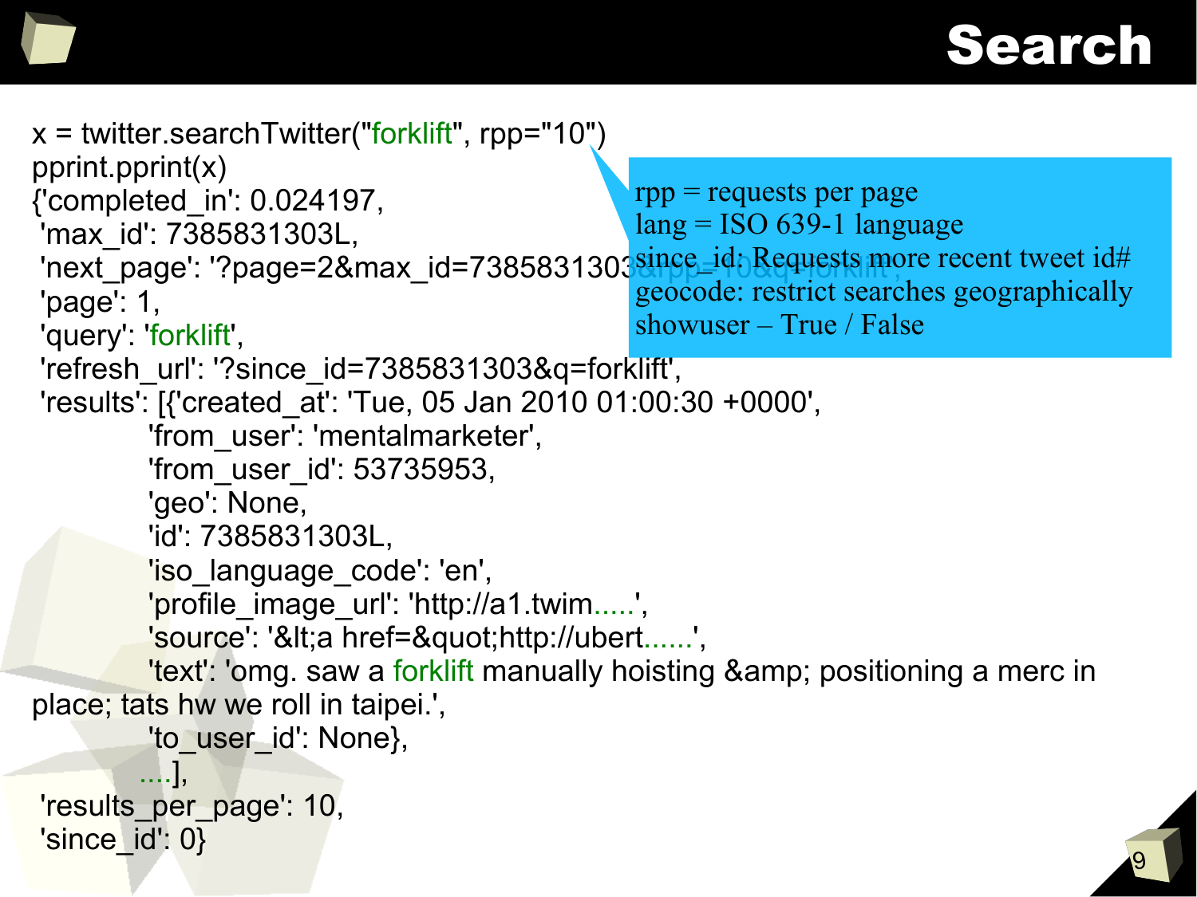# Search

```
x = twitter.searchTwitter("forklift", rpp="10")
pprint.pprint(x)
{'completed_in': 0.024197,
 'max_id': 7385831303L,
 'next_page': '?page=2&max_id=7385831303&rpp=10&q=forklift',
 'page': 1,
 'query': 'forklift',
 'refresh_url': '?since_id=7385831303&q=forklift',
 'results': [{'created_at': 'Tue, 05 Jan 2010 01:00:30 +0000',
             'from_user': 'mentalmarketer',
             'from_user_id': 53735953,
             'geo': None,
             'id': 7385831303L,
             'iso_language_code': 'en',
             'profile_image_url': 'http://a1.twim.....',
             'source': '&lt;a href=&quot;http://ubert......',
             'text': 'omg. saw a forklift manually hoisting &amp; positioning a merc in
place; tats hw we roll in taipei.',
             'to_user_id': None},
            ....],
 'results_per_page': 10,
 'since_id': 0}
```

rpp = requests per page
lang = ISO 639-1 language
since_id: Requests more recent tweet id#
geocode: restrict searches geographically
showuser – True / False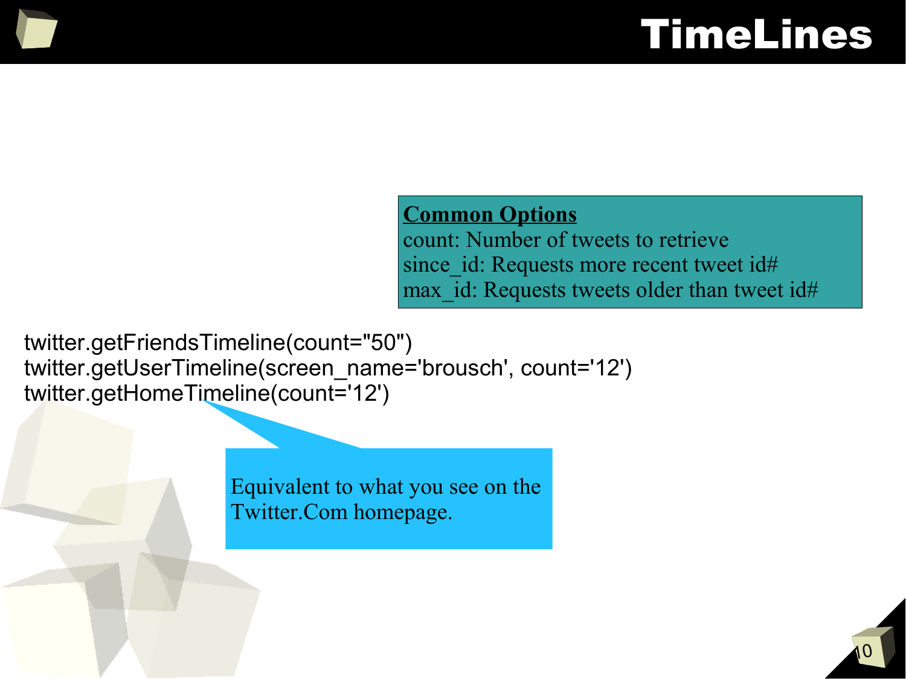# TimeLines

**Common Options**
count: Number of tweets to retrieve
since_id: Requests more recent tweet id#
max_id: Requests tweets older than tweet id#

```
twitter.getFriendsTimeline(count="50")
twitter.getUserTimeline(screen_name='brousch', count='12')
twitter.getHomeTimeline(count='12')
```

Equivalent to what you see on the Twitter.Com homepage.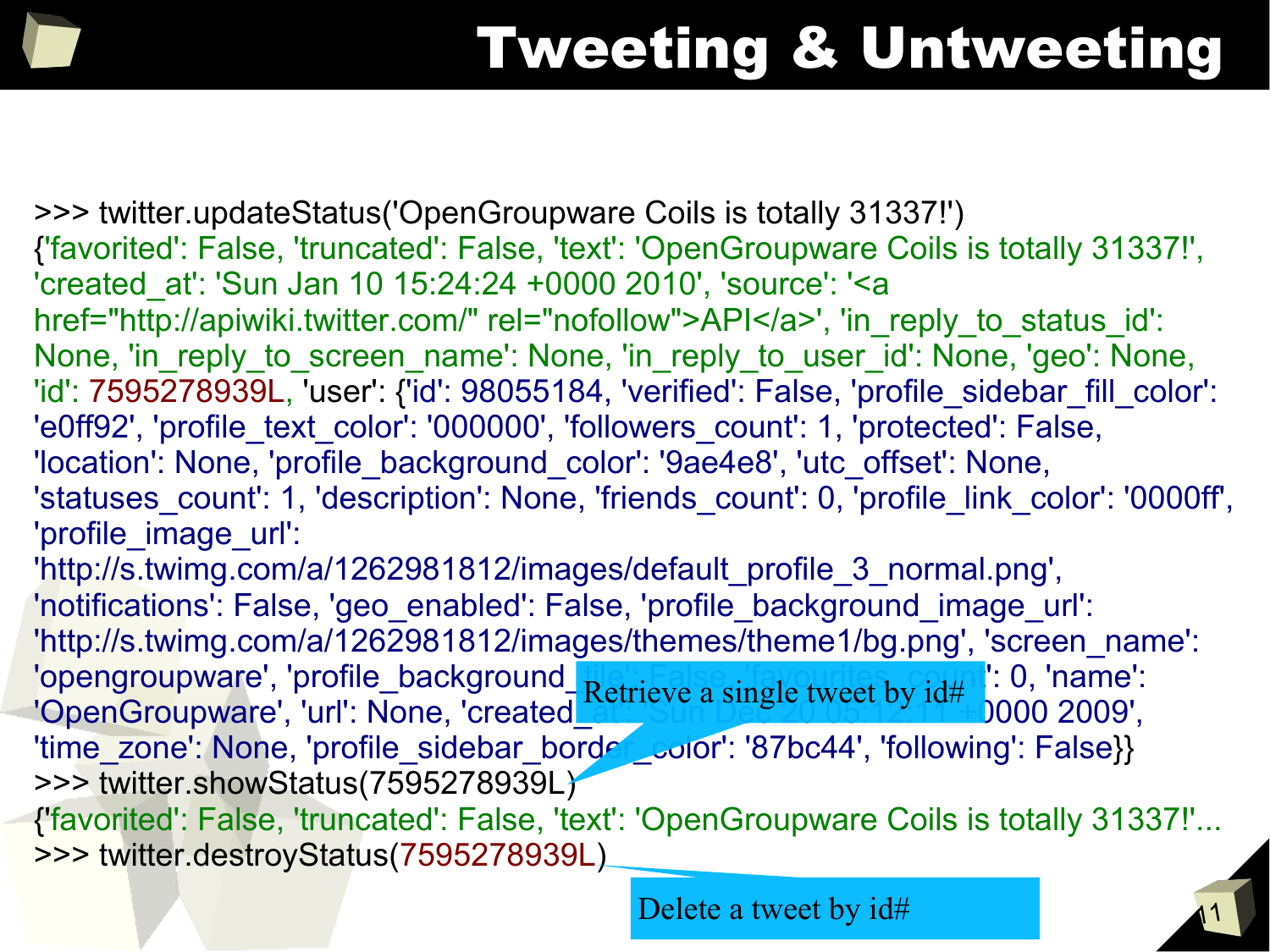# Tweeting & Untweeting

```
>>> twitter.updateStatus('OpenGroupware Coils is totally 31337!')
{'favorited': False, 'truncated': False, 'text': 'OpenGroupware Coils is totally 31337!', 'created_at': 'Sun Jan 10 15:24:24 +0000 2010', 'source': '<a href="http://apiwiki.twitter.com/" rel="nofollow">API</a>', 'in_reply_to_status_id': None, 'in_reply_to_screen_name': None, 'in_reply_to_user_id': None, 'geo': None, 'id': 7595278939L, 'user': {'id': 98055184, 'verified': False, 'profile_sidebar_fill_color': 'e0ff92', 'profile_text_color': '000000', 'followers_count': 1, 'protected': False, 'location': None, 'profile_background_color': '9ae4e8', 'utc_offset': None, 'statuses_count': 1, 'description': None, 'friends_count': 0, 'profile_link_color': '0000ff', 'profile_image_url': 'http://s.twimg.com/a/1262981812/images/default_profile_3_normal.png', 'notifications': False, 'geo_enabled': False, 'profile_background_image_url': 'http://s.twimg.com/a/1262981812/images/themes/theme1/bg.png', 'screen_name': 'opengroupware', 'profile_background_tile': False, 'favourites_count': 0, 'name': 'OpenGroupware', 'url': None, 'created_at': 'Sun Dec 20 05:12:11 +0000 2009', 'time_zone': None, 'profile_sidebar_border_color': '87bc44', 'following': False}}
>>> twitter.showStatus(7595278939L)
{'favorited': False, 'truncated': False, 'text': 'OpenGroupware Coils is totally 31337!'...
>>> twitter.destroyStatus(7595278939L)
```

Retrieve a single tweet by id#

Delete a tweet by id#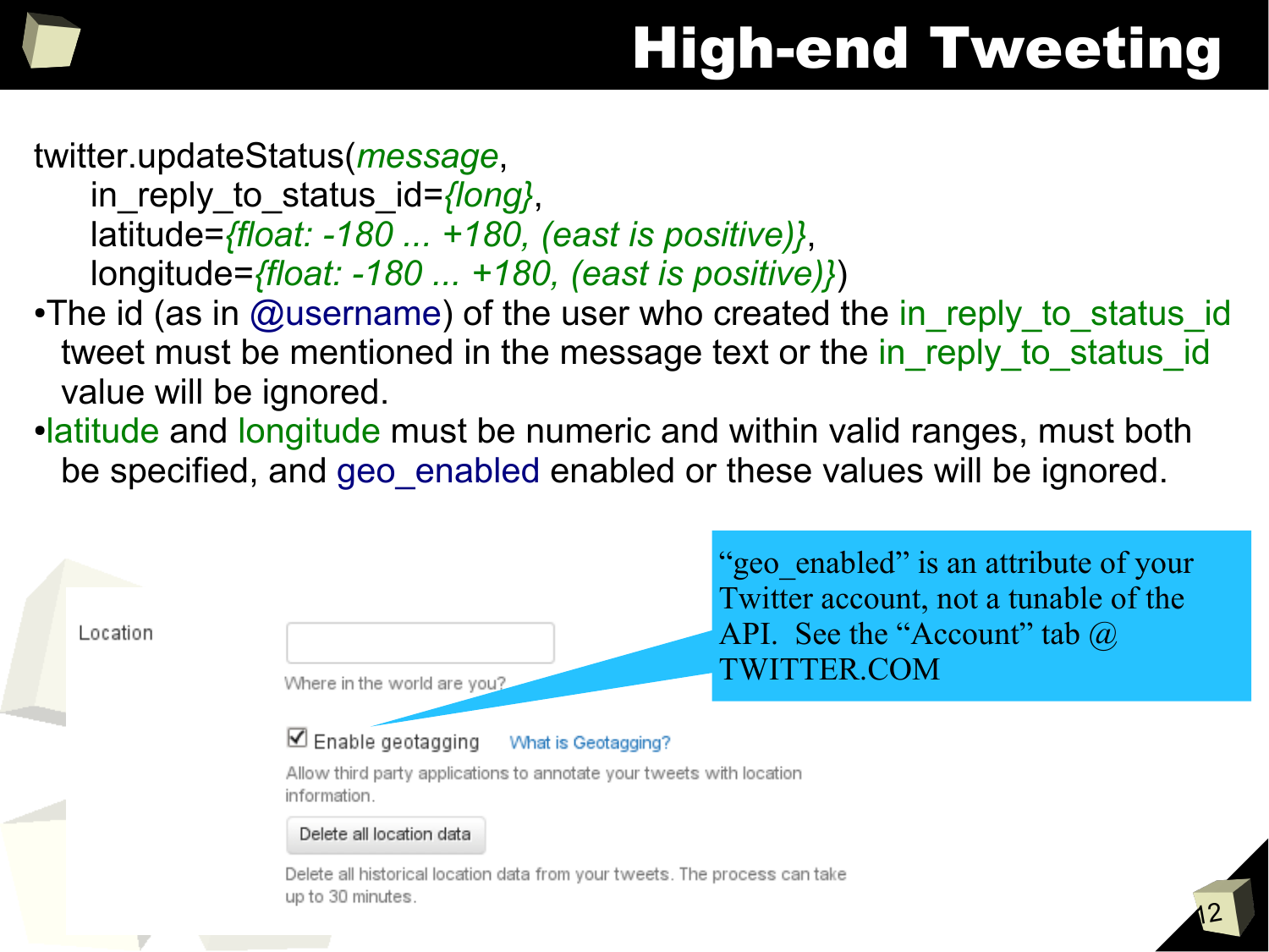# High-end Tweeting

```
twitter.updateStatus(message,
    in_reply_to_status_id={long},
    latitude={float: -180 ... +180, (east is positive)},
    longitude={float: -180 ... +180, (east is positive)})
```

- The id (as in @username) of the user who created the in_reply_to_status_id tweet must be mentioned in the message text or the in_reply_to_status_id value will be ignored.
- latitude and longitude must be numeric and within valid ranges, must both be specified, and geo_enabled enabled or these values will be ignored.

Location

Where in the world are you?

☑ Enable geotagging What is Geotagging?

Allow third party applications to annotate your tweets with location information.

Delete all location data

Delete all historical location data from your tweets. The process can take up to 30 minutes.

"geo_enabled" is an attribute of your Twitter account, not a tunable of the API. See the "Account" tab @ TWITTER.COM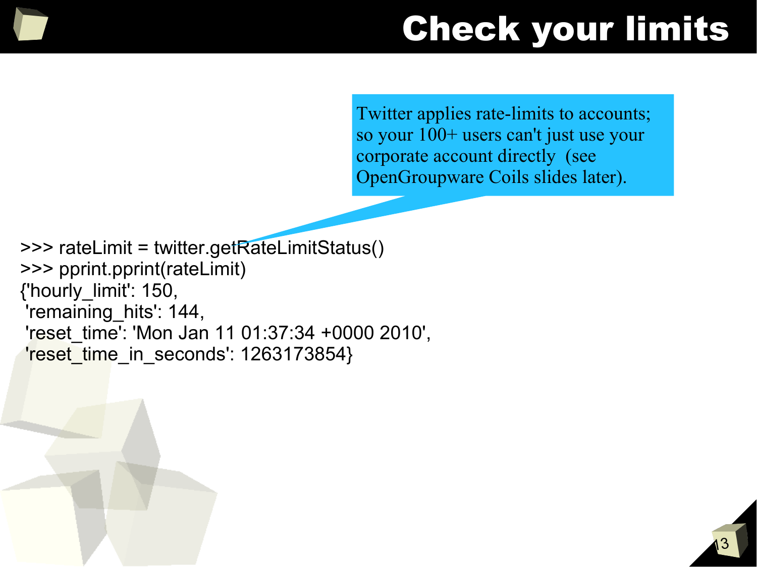# Check your limits

Twitter applies rate-limits to accounts; so your 100+ users can't just use your corporate account directly (see OpenGroupware Coils slides later).

```
>>> rateLimit = twitter.getRateLimitStatus()
>>> pprint.pprint(rateLimit)
{'hourly_limit': 150,
 'remaining_hits': 144,
 'reset_time': 'Mon Jan 11 01:37:34 +0000 2010',
 'reset_time_in_seconds': 1263173854}
```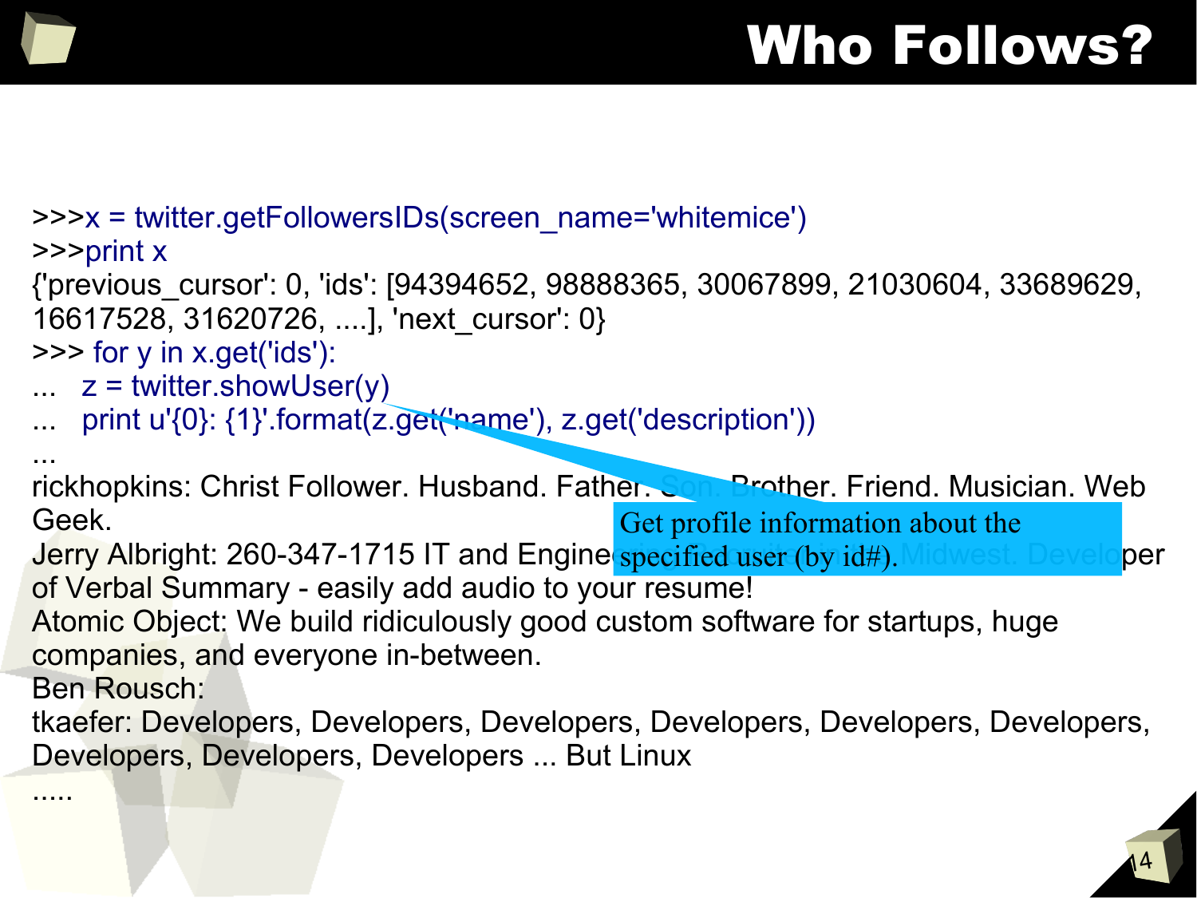# Who Follows?

```
>>>x = twitter.getFollowersIDs(screen_name='whitemice')
>>>print x
{'previous_cursor': 0, 'ids': [94394652, 98888365, 30067899, 21030604, 33689629,
16617528, 31620726, ....], 'next_cursor': 0}
>>> for y in x.get('ids'):
...   z = twitter.showUser(y)
...   print u'{0}: {1}'.format(z.get('name'), z.get('description'))
...
rickhopkins: Christ Follower. Husband. Father. Son. Brother. Friend. Musician. Web
Geek.
Jerry Albright: 260-347-1715 IT and Engineering Recruiter in the Midwest. Developer
of Verbal Summary - easily add audio to your resume!
Atomic Object: We build ridiculously good custom software for startups, huge
companies, and everyone in-between.
Ben Rousch:
tkaefer: Developers, Developers, Developers, Developers, Developers, Developers,
Developers, Developers, Developers ... But Linux
.....
```

Get profile information about the specified user (by id#).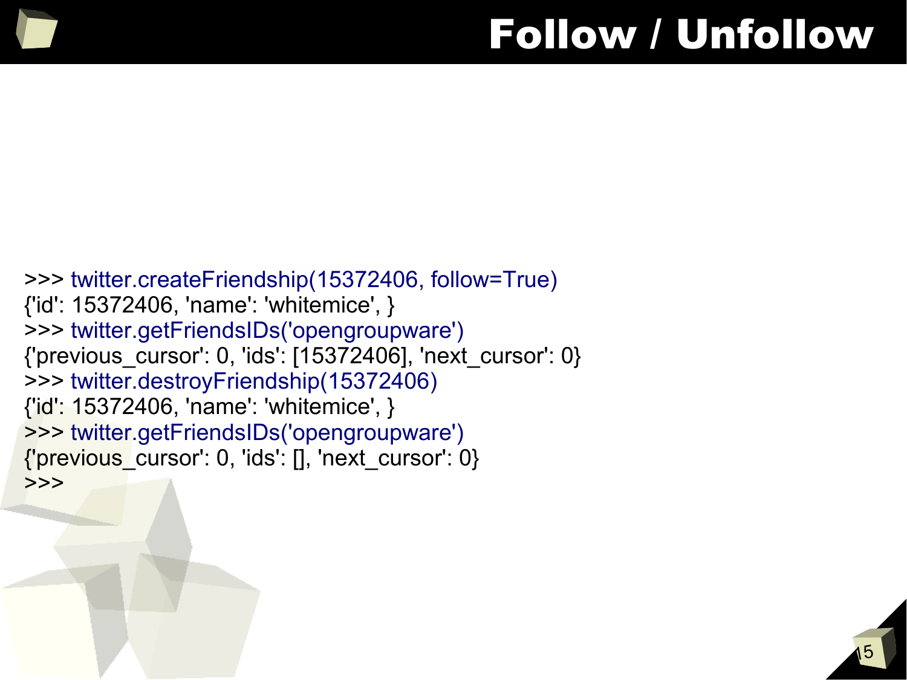# Follow / Unfollow

```
>>> twitter.createFriendship(15372406, follow=True)
{'id': 15372406, 'name': 'whitemice', }
>>> twitter.getFriendsIDs('opengroupware')
{'previous_cursor': 0, 'ids': [15372406], 'next_cursor': 0}
>>> twitter.destroyFriendship(15372406)
{'id': 15372406, 'name': 'whitemice', }
>>> twitter.getFriendsIDs('opengroupware')
{'previous_cursor': 0, 'ids': [], 'next_cursor': 0}
>>>
```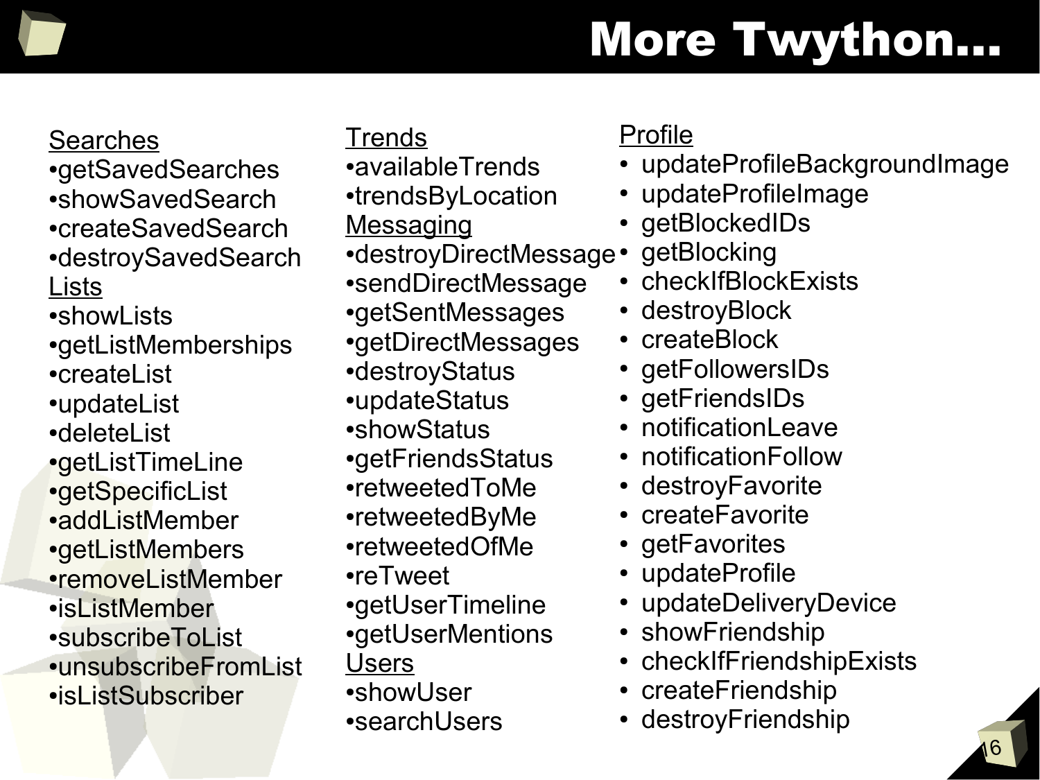# More Twython...

**Searches**

- getSavedSearches
- showSavedSearch
- createSavedSearch
- destroySavedSearch

**Lists**

- showLists
- getListMemberships
- createList
- updateList
- deleteList
- getListTimeLine
- getSpecificList
- addListMember
- getListMembers
- removeListMember
- isListMember
- subscribeToList
- unsubscribeFromList
- isListSubscriber

**Trends**

- availableTrends
- trendsByLocation

**Messaging**

- destroyDirectMessage
- sendDirectMessage
- getSentMessages
- getDirectMessages
- destroyStatus
- updateStatus
- showStatus
- getFriendsStatus
- retweetedToMe
- retweetedByMe
- retweetedOfMe
- reTweet
- getUserTimeline
- getUserMentions

**Users**

- showUser
- searchUsers

**Profile**

- updateProfileBackgroundImage
- updateProfileImage
- getBlockedIDs
- getBlocking
- checkIfBlockExists
- destroyBlock
- createBlock
- getFollowersIDs
- getFriendsIDs
- notificationLeave
- notificationFollow
- destroyFavorite
- createFavorite
- getFavorites
- updateProfile
- updateDeliveryDevice
- showFriendship
- checkIfFriendshipExists
- createFriendship
- destroyFriendship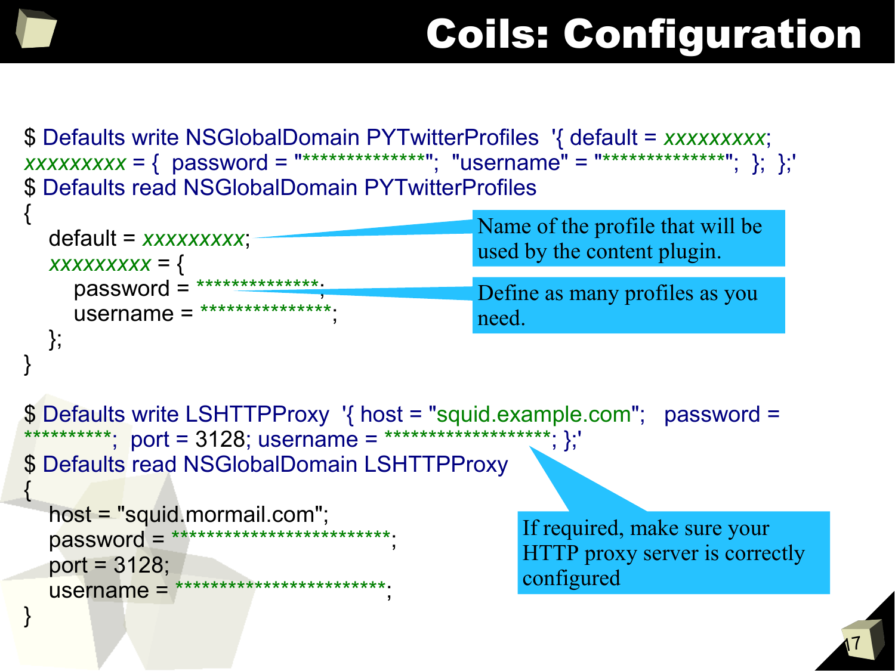# Coils: Configuration

```
$ Defaults write NSGlobalDomain PYTwitterProfiles  '{ default = xxxxxxxxx;
xxxxxxxxx = {  password = "**************";  "username" = "**************";  };  };'
$ Defaults read NSGlobalDomain PYTwitterProfiles
{
   default = xxxxxxxxx;
   xxxxxxxxx = {
      password = **************;
      username = ***************;
   };
}
```

Name of the profile that will be used by the content plugin.

Define as many profiles as you need.

```
$ Defaults write LSHTTPProxy  '{ host = "squid.example.com";   password =
*********;  port = 3128; username = ******************; };'
$ Defaults read NSGlobalDomain LSHTTPProxy
{
   host = "squid.mormail.com";
   password = ************************;
   port = 3128;
   username = ***********************;
}
```

If required, make sure your HTTP proxy server is correctly configured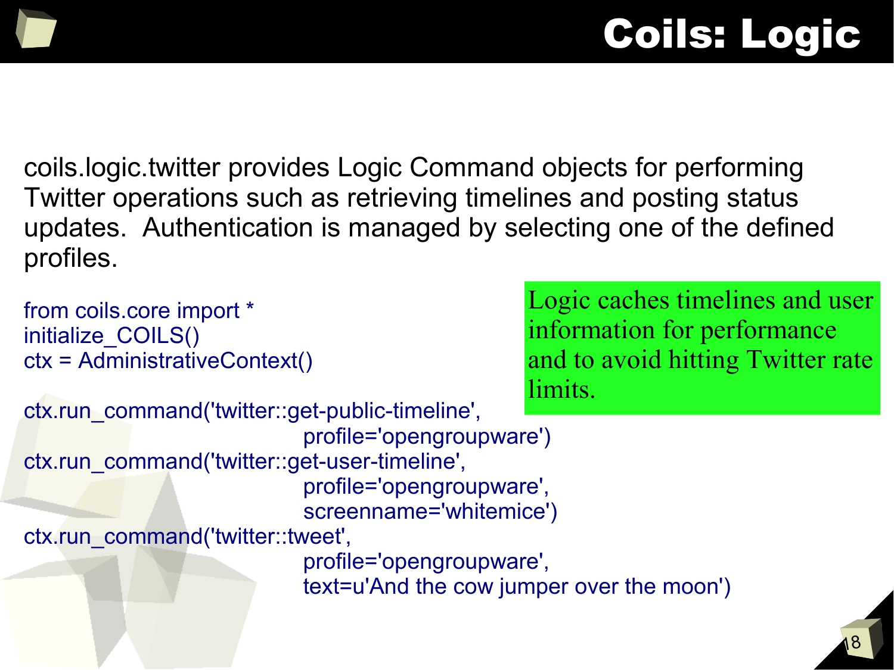# Coils: Logic

coils.logic.twitter provides Logic Command objects for performing Twitter operations such as retrieving timelines and posting status updates. Authentication is managed by selecting one of the defined profiles.

Logic caches timelines and user information for performance and to avoid hitting Twitter rate limits.

```
from coils.core import *
initialize_COILS()
ctx = AdministrativeContext()

ctx.run_command('twitter::get-public-timeline',
                                profile='opengroupware')
ctx.run_command('twitter::get-user-timeline',
                                profile='opengroupware',
                                screenname='whitemice')
ctx.run_command('twitter::tweet',
                                profile='opengroupware',
                                text=u'And the cow jumper over the moon')
```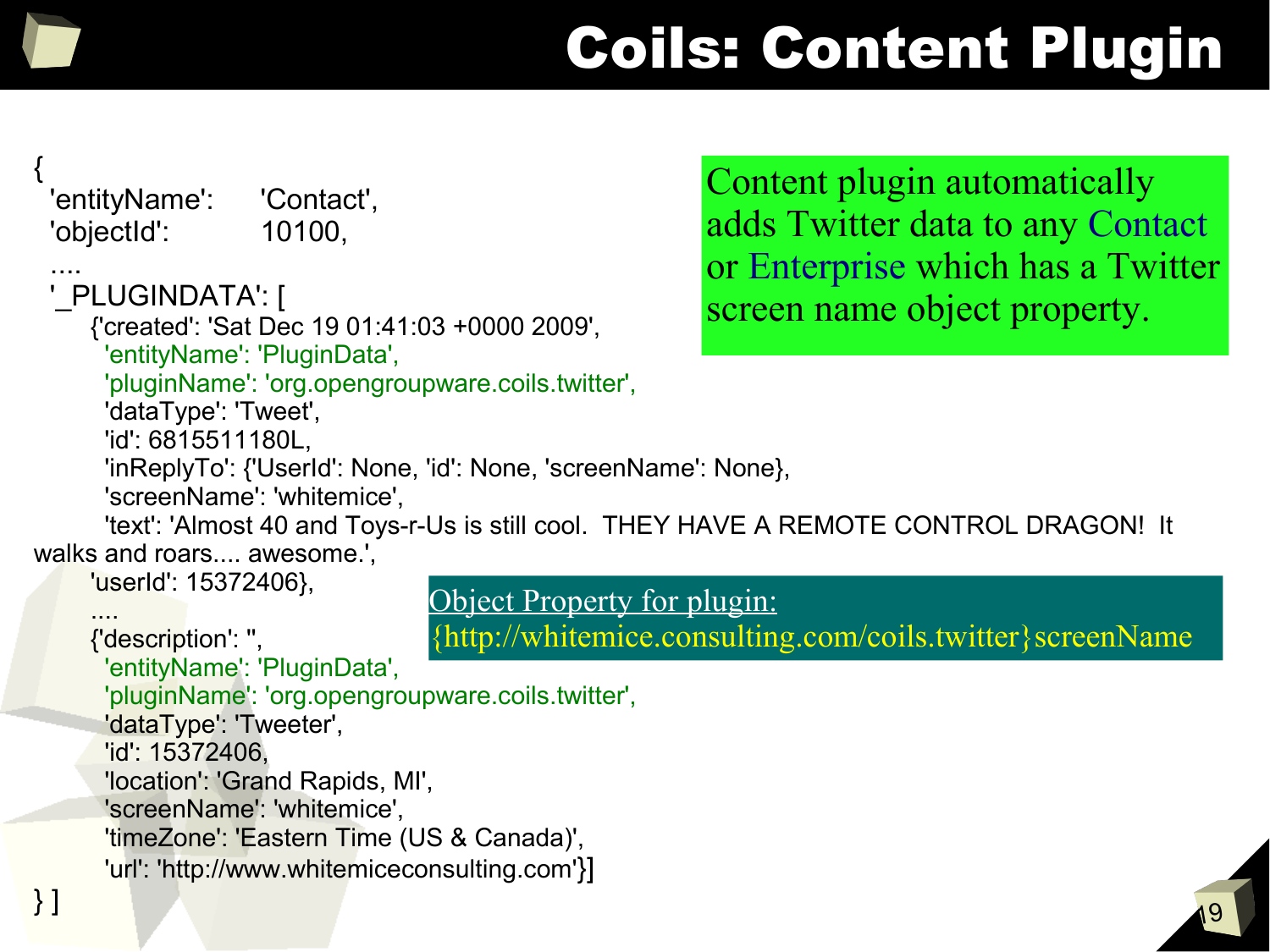# Coils: Content Plugin

```
{
  'entityName':     'Contact',
  'objectId':       10100,
  ....
  '_PLUGINDATA': [
      {'created': 'Sat Dec 19 01:41:03 +0000 2009',
        'entityName': 'PluginData',
        'pluginName': 'org.opengroupware.coils.twitter',
        'dataType': 'Tweet',
        'id': 6815511180L,
        'inReplyTo': {'UserId': None, 'id': None, 'screenName': None},
        'screenName': 'whitemice',
        'text': 'Almost 40 and Toys-r-Us is still cool.  THEY HAVE A REMOTE CONTROL DRAGON!  It walks and roars.... awesome.',
      'userId': 15372406},
      ....
      {'description': '',
        'entityName': 'PluginData',
        'pluginName': 'org.opengroupware.coils.twitter',
        'dataType': 'Tweeter',
        'id': 15372406,
        'location': 'Grand Rapids, MI',
        'screenName': 'whitemice',
        'timeZone': 'Eastern Time (US & Canada)',
        'url': 'http://www.whitemiceconsulting.com'}]
} ]
```

Content plugin automatically adds Twitter data to any Contact or Enterprise which has a Twitter screen name object property.

Object Property for plugin:
{http://whitemice.consulting.com/coils.twitter}screenName